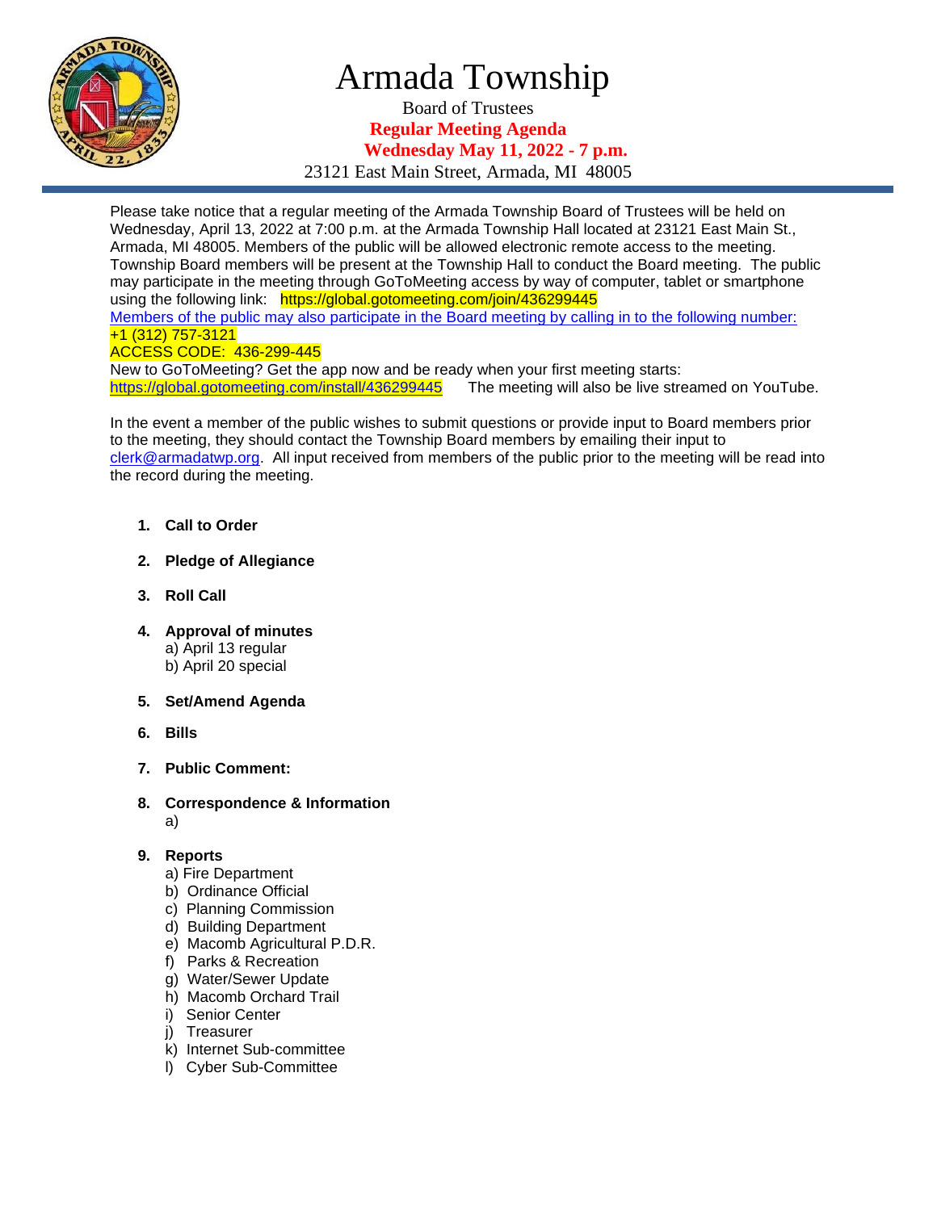# Armada Township

Board of Trustees

**Regular Meeting Agenda**

**Wednesday May 11, 2022 - 7 p.m.**

23121 East Main Street, Armada, MI 48005

Please take notice that a regular meeting of the Armada Township Board of Trustees will be held on Wednesday, April 13, 2022 at 7:00 p.m. at the Armada Township Hall located at 23121 East Main St., Armada, MI 48005. Members of the public will be allowed electronic remote access to the meeting. Township Board members will be present at the Township Hall to conduct the Board meeting. The public may participate in the meeting through GoToMeeting access by way of computer, tablet or smartphone using the following link: https://global.gotomeeting.com/join/436299445

Members of the public may also participate in the Board meeting by calling in to the following number: +1 (312) 757-3121

ACCESS CODE: 436-299-445

New to GoToMeeting? Get the app now and be ready when your first meeting starts: https://global.gotomeeting.com/install/436299445 The meeting will also be live streamed on YouTube.

In the event a member of the public wishes to submit questions or provide input to Board members prior to the meeting, they should contact the Township Board members by emailing their input to clerk@armadatwp.org. All input received from members of the public prior to the meeting will be read into the record during the meeting.

1. **Call to Order**
2. **Pledge of Allegiance**
3. **Roll Call**
4. **Approval of minutes**
   a) April 13 regular
   b) April 20 special
5. **Set/Amend Agenda**
6. **Bills**
7. **Public Comment:**
8. **Correspondence & Information**
   a)
9. **Reports**
   a) Fire Department
   b) Ordinance Official
   c) Planning Commission
   d) Building Department
   e) Macomb Agricultural P.D.R.
   f) Parks & Recreation
   g) Water/Sewer Update
   h) Macomb Orchard Trail
   i) Senior Center
   j) Treasurer
   k) Internet Sub-committee
   l) Cyber Sub-Committee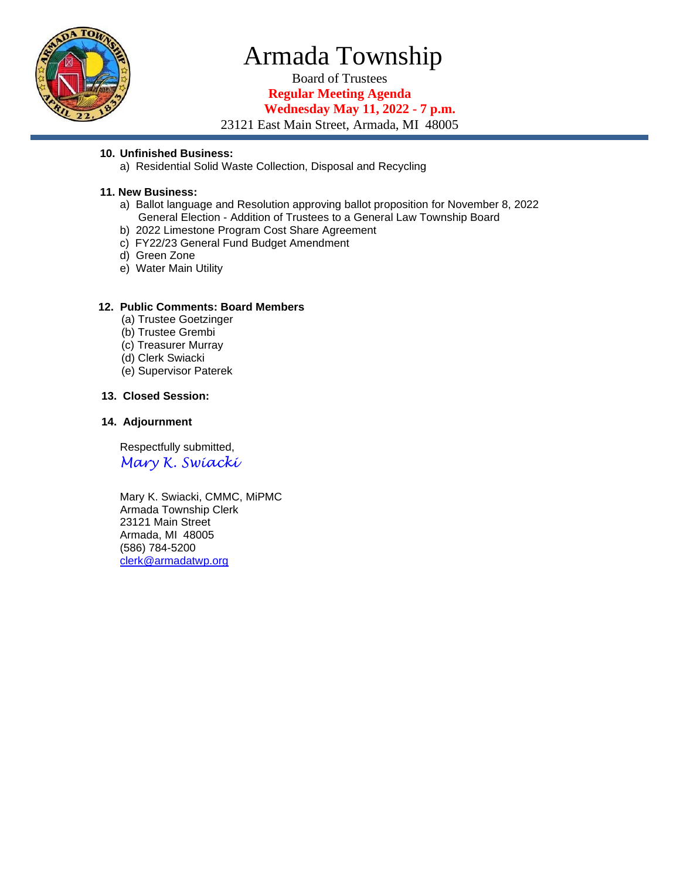# Armada Township

Board of Trustees

**Regular Meeting Agenda**

**Wednesday May 11, 2022 - 7 p.m.**

23121 East Main Street, Armada, MI 48005

**10. Unfinished Business:**

a) Residential Solid Waste Collection, Disposal and Recycling

**11. New Business:**

a) Ballot language and Resolution approving ballot proposition for November 8, 2022 General Election - Addition of Trustees to a General Law Township Board
b) 2022 Limestone Program Cost Share Agreement
c) FY22/23 General Fund Budget Amendment
d) Green Zone
e) Water Main Utility

**12. Public Comments: Board Members**

(a) Trustee Goetzinger
(b) Trustee Grembi
(c) Treasurer Murray
(d) Clerk Swiacki
(e) Supervisor Paterek

**13. Closed Session:**

**14. Adjournment**

Respectfully submitted,
*Mary K. Swiacki*

Mary K. Swiacki, CMMC, MiPMC
Armada Township Clerk
23121 Main Street
Armada, MI 48005
(586) 784-5200
clerk@armadatwp.org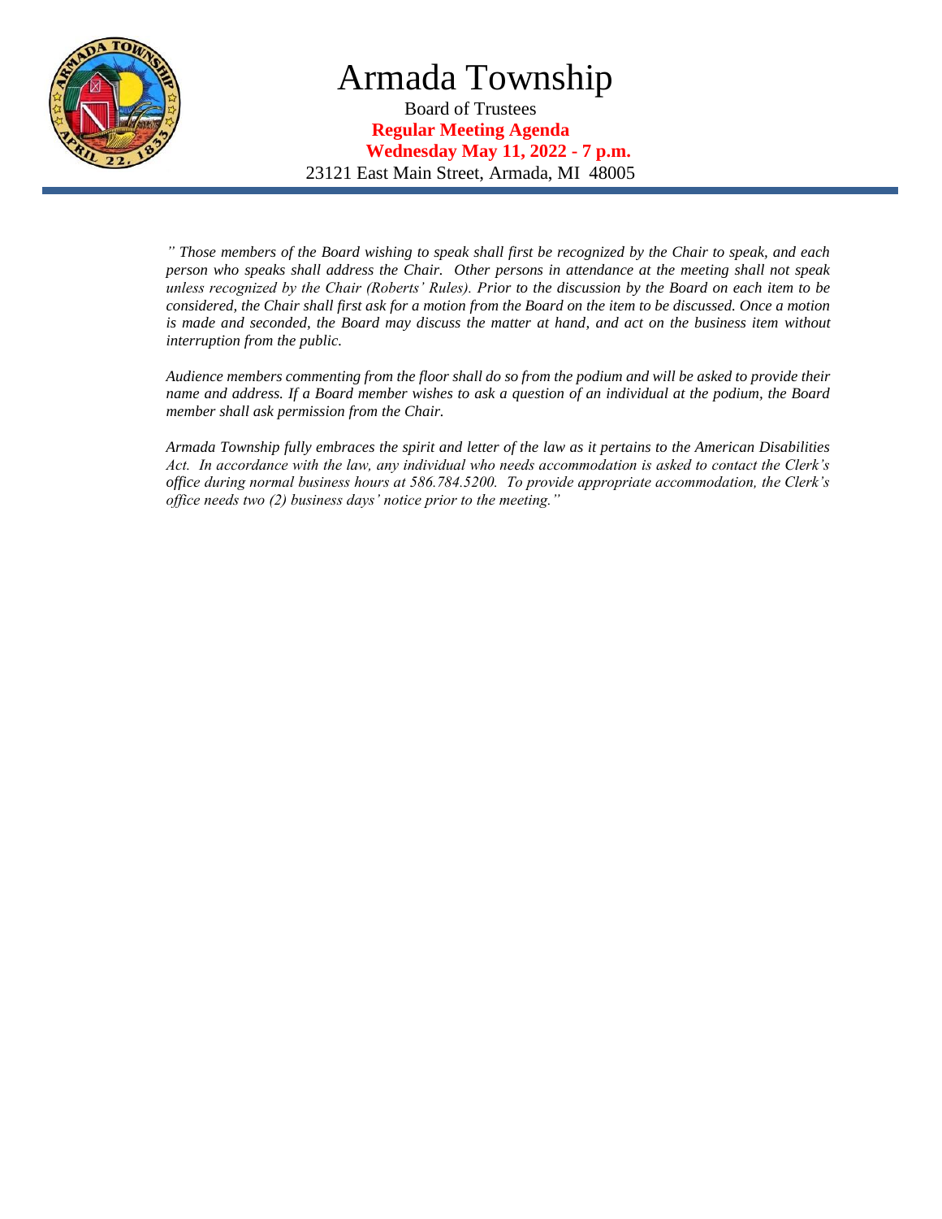# Armada Township

Board of Trustees

**Regular Meeting Agenda**

**Wednesday May 11, 2022 - 7 p.m.**

23121 East Main Street, Armada, MI 48005

*" Those members of the Board wishing to speak shall first be recognized by the Chair to speak, and each person who speaks shall address the Chair. Other persons in attendance at the meeting shall not speak unless recognized by the Chair (Roberts' Rules). Prior to the discussion by the Board on each item to be considered, the Chair shall first ask for a motion from the Board on the item to be discussed. Once a motion is made and seconded, the Board may discuss the matter at hand, and act on the business item without interruption from the public.*

*Audience members commenting from the floor shall do so from the podium and will be asked to provide their name and address. If a Board member wishes to ask a question of an individual at the podium, the Board member shall ask permission from the Chair.*

*Armada Township fully embraces the spirit and letter of the law as it pertains to the American Disabilities Act. In accordance with the law, any individual who needs accommodation is asked to contact the Clerk's office during normal business hours at 586.784.5200. To provide appropriate accommodation, the Clerk's office needs two (2) business days' notice prior to the meeting."*